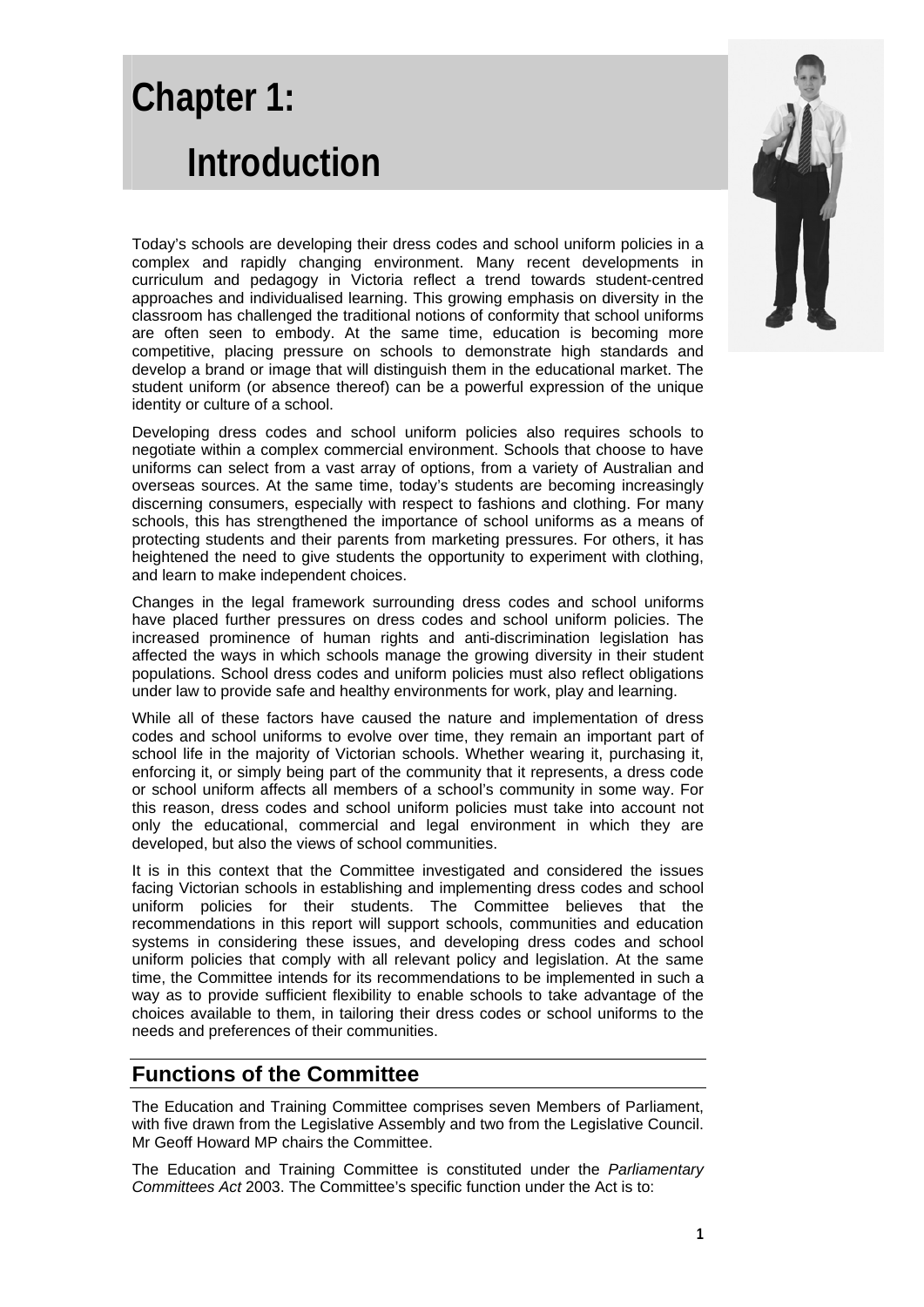# Chapter 1: Introduction

Today's schools are developing their dress codes and school uniform policies in a complex and rapidly changing environment. Many recent developments in curriculum and pedagogy in Victoria reflect a trend towards student-centred approaches and individualised learning. This growing emphasis on diversity in the classroom has challenged the traditional notions of conformity that school uniforms are often seen to embody. At the same time, education is becoming more competitive, placing pressure on schools to demonstrate high standards and develop a brand or image that will distinguish them in the educational market. The student uniform (or absence thereof) can be a powerful expression of the unique identity or culture of a school.

Developing dress codes and school uniform policies also requires schools to negotiate within a complex commercial environment. Schools that choose to have uniforms can select from a vast array of options, from a variety of Australian and overseas sources. At the same time, today's students are becoming increasingly discerning consumers, especially with respect to fashions and clothing. For many schools, this has strengthened the importance of school uniforms as a means of protecting students and their parents from marketing pressures. For others, it has heightened the need to give students the opportunity to experiment with clothing, and learn to make independent choices.

Changes in the legal framework surrounding dress codes and school uniforms have placed further pressures on dress codes and school uniform policies. The increased prominence of human rights and anti-discrimination legislation has affected the ways in which schools manage the growing diversity in their student populations. School dress codes and uniform policies must also reflect obligations under law to provide safe and healthy environments for work, play and learning.

While all of these factors have caused the nature and implementation of dress codes and school uniforms to evolve over time, they remain an important part of school life in the majority of Victorian schools. Whether wearing it, purchasing it, enforcing it, or simply being part of the community that it represents, a dress code or school uniform affects all members of a school's community in some way. For this reason, dress codes and school uniform policies must take into account not only the educational, commercial and legal environment in which they are developed, but also the views of school communities.

It is in this context that the Committee investigated and considered the issues facing Victorian schools in establishing and implementing dress codes and school uniform policies for their students. The Committee believes that the recommendations in this report will support schools, communities and education systems in considering these issues, and developing dress codes and school uniform policies that comply with all relevant policy and legislation. At the same time, the Committee intends for its recommendations to be implemented in such a way as to provide sufficient flexibility to enable schools to take advantage of the choices available to them, in tailoring their dress codes or school uniforms to the needs and preferences of their communities.

## Functions of the Committee

The Education and Training Committee comprises seven Members of Parliament, with five drawn from the Legislative Assembly and two from the Legislative Council. Mr Geoff Howard MP chairs the Committee.

The Education and Training Committee is constituted under the *Parliamentary Committees Act* 2003. The Committee's specific function under the Act is to: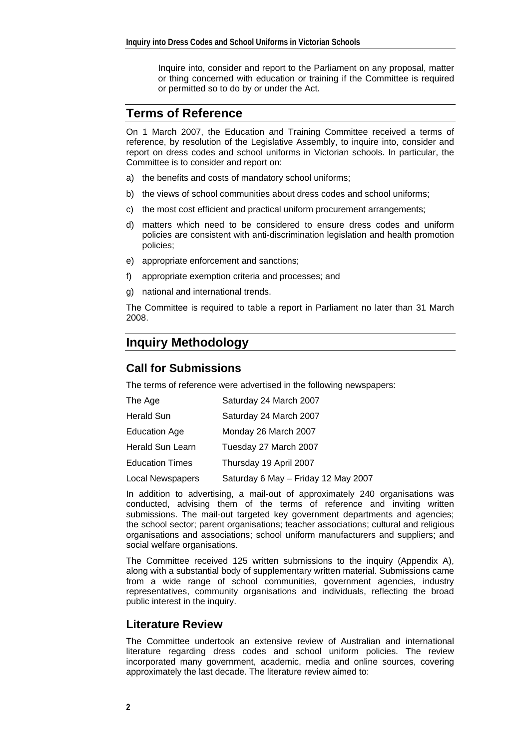Inquire into, consider and report to the Parliament on any proposal, matter or thing concerned with education or training if the Committee is required or permitted so to do by or under the Act.

## Terms of Reference

On 1 March 2007, the Education and Training Committee received a terms of reference, by resolution of the Legislative Assembly, to inquire into, consider and report on dress codes and school uniforms in Victorian schools. In particular, the Committee is to consider and report on:

a) the benefits and costs of mandatory school uniforms;

b) the views of school communities about dress codes and school uniforms;

c) the most cost efficient and practical uniform procurement arrangements;

d) matters which need to be considered to ensure dress codes and uniform policies are consistent with anti-discrimination legislation and health promotion policies;

e) appropriate enforcement and sanctions;

f) appropriate exemption criteria and processes; and

g) national and international trends.

The Committee is required to table a report in Parliament no later than 31 March 2008.

## Inquiry Methodology

### Call for Submissions

The terms of reference were advertised in the following newspapers:

| | |
|---|---|
| The Age | Saturday 24 March 2007 |
| Herald Sun | Saturday 24 March 2007 |
| Education Age | Monday 26 March 2007 |
| Herald Sun Learn | Tuesday 27 March 2007 |
| Education Times | Thursday 19 April 2007 |
| Local Newspapers | Saturday 6 May – Friday 12 May 2007 |

In addition to advertising, a mail-out of approximately 240 organisations was conducted, advising them of the terms of reference and inviting written submissions. The mail-out targeted key government departments and agencies; the school sector; parent organisations; teacher associations; cultural and religious organisations and associations; school uniform manufacturers and suppliers; and social welfare organisations.

The Committee received 125 written submissions to the inquiry (Appendix A), along with a substantial body of supplementary written material. Submissions came from a wide range of school communities, government agencies, industry representatives, community organisations and individuals, reflecting the broad public interest in the inquiry.

### Literature Review

The Committee undertook an extensive review of Australian and international literature regarding dress codes and school uniform policies. The review incorporated many government, academic, media and online sources, covering approximately the last decade. The literature review aimed to: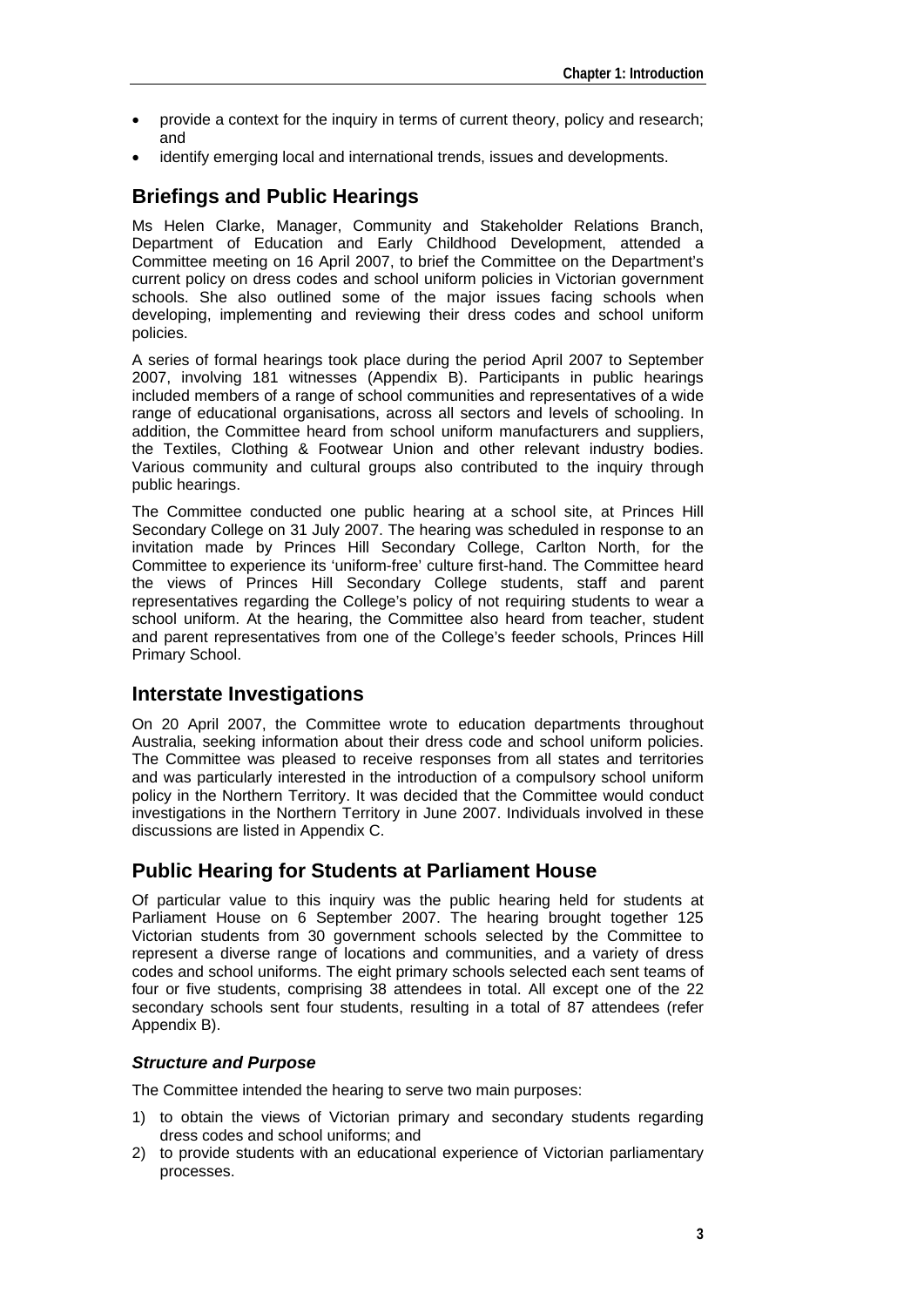- provide a context for the inquiry in terms of current theory, policy and research; and
- identify emerging local and international trends, issues and developments.

## Briefings and Public Hearings

Ms Helen Clarke, Manager, Community and Stakeholder Relations Branch, Department of Education and Early Childhood Development, attended a Committee meeting on 16 April 2007, to brief the Committee on the Department's current policy on dress codes and school uniform policies in Victorian government schools. She also outlined some of the major issues facing schools when developing, implementing and reviewing their dress codes and school uniform policies.

A series of formal hearings took place during the period April 2007 to September 2007, involving 181 witnesses (Appendix B). Participants in public hearings included members of a range of school communities and representatives of a wide range of educational organisations, across all sectors and levels of schooling. In addition, the Committee heard from school uniform manufacturers and suppliers, the Textiles, Clothing & Footwear Union and other relevant industry bodies. Various community and cultural groups also contributed to the inquiry through public hearings.

The Committee conducted one public hearing at a school site, at Princes Hill Secondary College on 31 July 2007. The hearing was scheduled in response to an invitation made by Princes Hill Secondary College, Carlton North, for the Committee to experience its 'uniform-free' culture first-hand. The Committee heard the views of Princes Hill Secondary College students, staff and parent representatives regarding the College's policy of not requiring students to wear a school uniform. At the hearing, the Committee also heard from teacher, student and parent representatives from one of the College's feeder schools, Princes Hill Primary School.

## Interstate Investigations

On 20 April 2007, the Committee wrote to education departments throughout Australia, seeking information about their dress code and school uniform policies. The Committee was pleased to receive responses from all states and territories and was particularly interested in the introduction of a compulsory school uniform policy in the Northern Territory. It was decided that the Committee would conduct investigations in the Northern Territory in June 2007. Individuals involved in these discussions are listed in Appendix C.

## Public Hearing for Students at Parliament House

Of particular value to this inquiry was the public hearing held for students at Parliament House on 6 September 2007. The hearing brought together 125 Victorian students from 30 government schools selected by the Committee to represent a diverse range of locations and communities, and a variety of dress codes and school uniforms. The eight primary schools selected each sent teams of four or five students, comprising 38 attendees in total. All except one of the 22 secondary schools sent four students, resulting in a total of 87 attendees (refer Appendix B).

### *Structure and Purpose*

The Committee intended the hearing to serve two main purposes:

1) to obtain the views of Victorian primary and secondary students regarding dress codes and school uniforms; and
2) to provide students with an educational experience of Victorian parliamentary processes.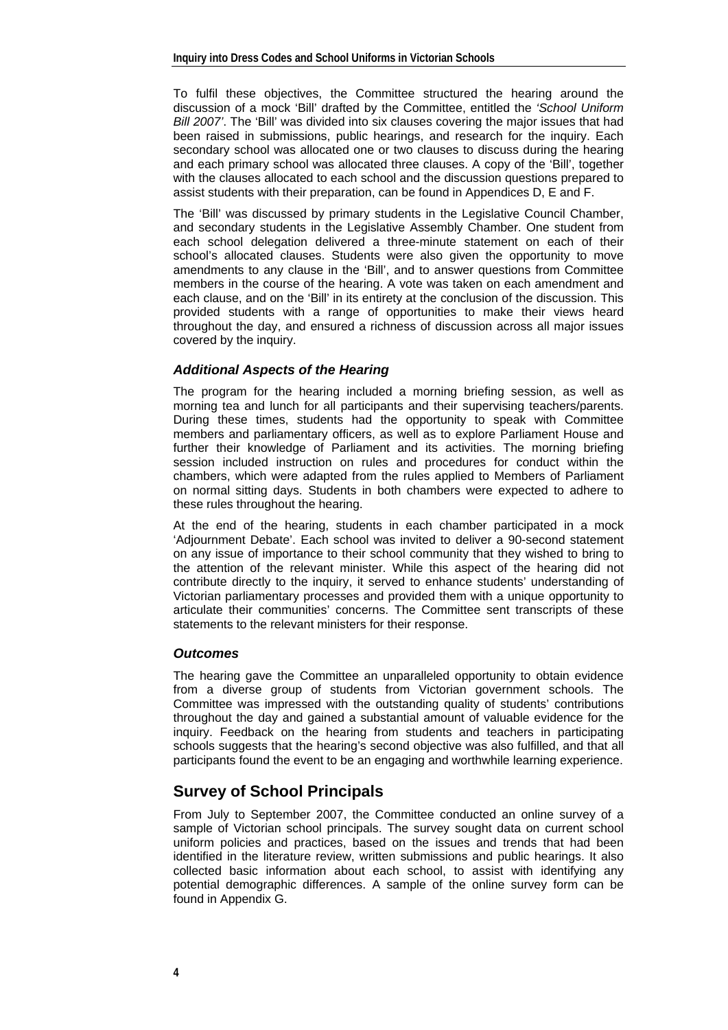To fulfil these objectives, the Committee structured the hearing around the discussion of a mock 'Bill' drafted by the Committee, entitled the *'School Uniform Bill 2007'*. The 'Bill' was divided into six clauses covering the major issues that had been raised in submissions, public hearings, and research for the inquiry. Each secondary school was allocated one or two clauses to discuss during the hearing and each primary school was allocated three clauses. A copy of the 'Bill', together with the clauses allocated to each school and the discussion questions prepared to assist students with their preparation, can be found in Appendices D, E and F.

The 'Bill' was discussed by primary students in the Legislative Council Chamber, and secondary students in the Legislative Assembly Chamber. One student from each school delegation delivered a three-minute statement on each of their school's allocated clauses. Students were also given the opportunity to move amendments to any clause in the 'Bill', and to answer questions from Committee members in the course of the hearing. A vote was taken on each amendment and each clause, and on the 'Bill' in its entirety at the conclusion of the discussion. This provided students with a range of opportunities to make their views heard throughout the day, and ensured a richness of discussion across all major issues covered by the inquiry.

### *Additional Aspects of the Hearing*

The program for the hearing included a morning briefing session, as well as morning tea and lunch for all participants and their supervising teachers/parents. During these times, students had the opportunity to speak with Committee members and parliamentary officers, as well as to explore Parliament House and further their knowledge of Parliament and its activities. The morning briefing session included instruction on rules and procedures for conduct within the chambers, which were adapted from the rules applied to Members of Parliament on normal sitting days. Students in both chambers were expected to adhere to these rules throughout the hearing.

At the end of the hearing, students in each chamber participated in a mock 'Adjournment Debate'. Each school was invited to deliver a 90-second statement on any issue of importance to their school community that they wished to bring to the attention of the relevant minister. While this aspect of the hearing did not contribute directly to the inquiry, it served to enhance students' understanding of Victorian parliamentary processes and provided them with a unique opportunity to articulate their communities' concerns. The Committee sent transcripts of these statements to the relevant ministers for their response.

### *Outcomes*

The hearing gave the Committee an unparalleled opportunity to obtain evidence from a diverse group of students from Victorian government schools. The Committee was impressed with the outstanding quality of students' contributions throughout the day and gained a substantial amount of valuable evidence for the inquiry. Feedback on the hearing from students and teachers in participating schools suggests that the hearing's second objective was also fulfilled, and that all participants found the event to be an engaging and worthwhile learning experience.

## Survey of School Principals

From July to September 2007, the Committee conducted an online survey of a sample of Victorian school principals. The survey sought data on current school uniform policies and practices, based on the issues and trends that had been identified in the literature review, written submissions and public hearings. It also collected basic information about each school, to assist with identifying any potential demographic differences. A sample of the online survey form can be found in Appendix G.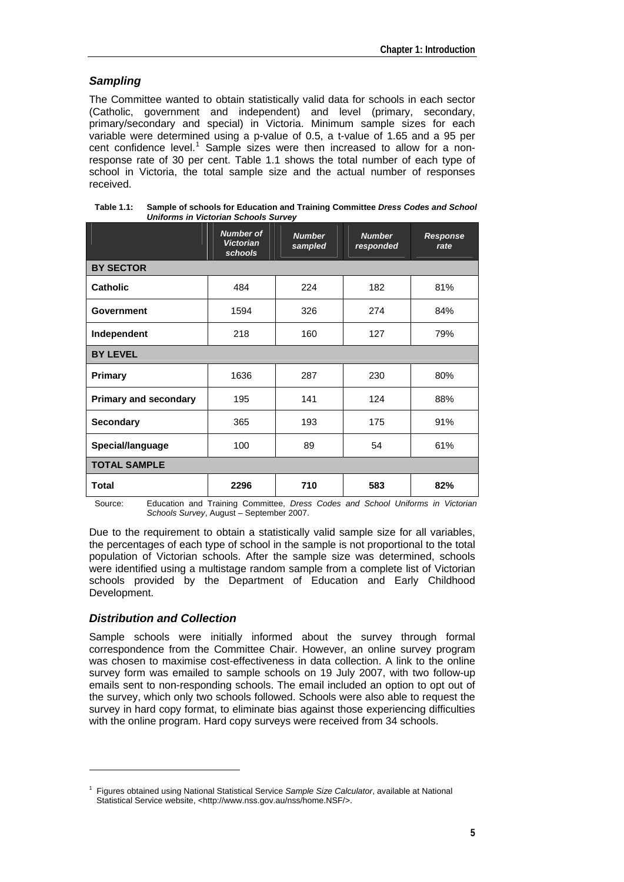### Sampling

The Committee wanted to obtain statistically valid data for schools in each sector (Catholic, government and independent) and level (primary, secondary, primary/secondary and special) in Victoria. Minimum sample sizes for each variable were determined using a p-value of 0.5, a t-value of 1.65 and a 95 per cent confidence level.[1] Sample sizes were then increased to allow for a non-response rate of 30 per cent. Table 1.1 shows the total number of each type of school in Victoria, the total sample size and the actual number of responses received.

**Table 1.1: Sample of schools for Education and Training Committee *Dress Codes and School Uniforms in Victorian Schools Survey***

| | *Number of Victorian schools* | *Number sampled* | *Number responded* | *Response rate* |
|---|---|---|---|---|
| **BY SECTOR** | | | | |
| **Catholic** | 484 | 224 | 182 | 81% |
| **Government** | 1594 | 326 | 274 | 84% |
| **Independent** | 218 | 160 | 127 | 79% |
| **BY LEVEL** | | | | |
| **Primary** | 1636 | 287 | 230 | 80% |
| **Primary and secondary** | 195 | 141 | 124 | 88% |
| **Secondary** | 365 | 193 | 175 | 91% |
| **Special/language** | 100 | 89 | 54 | 61% |
| **TOTAL SAMPLE** | | | | |
| **Total** | **2296** | **710** | **583** | **82%** |

Source: Education and Training Committee, *Dress Codes and School Uniforms in Victorian Schools Survey*, August – September 2007.

Due to the requirement to obtain a statistically valid sample size for all variables, the percentages of each type of school in the sample is not proportional to the total population of Victorian schools. After the sample size was determined, schools were identified using a multistage random sample from a complete list of Victorian schools provided by the Department of Education and Early Childhood Development.

### Distribution and Collection

Sample schools were initially informed about the survey through formal correspondence from the Committee Chair. However, an online survey program was chosen to maximise cost-effectiveness in data collection. A link to the online survey form was emailed to sample schools on 19 July 2007, with two follow-up emails sent to non-responding schools. The email included an option to opt out of the survey, which only two schools followed. Schools were also able to request the survey in hard copy format, to eliminate bias against those experiencing difficulties with the online program. Hard copy surveys were received from 34 schools.

---

[1] Figures obtained using National Statistical Service *Sample Size Calculator*, available at National Statistical Service website, <http://www.nss.gov.au/nss/home.NSF/>.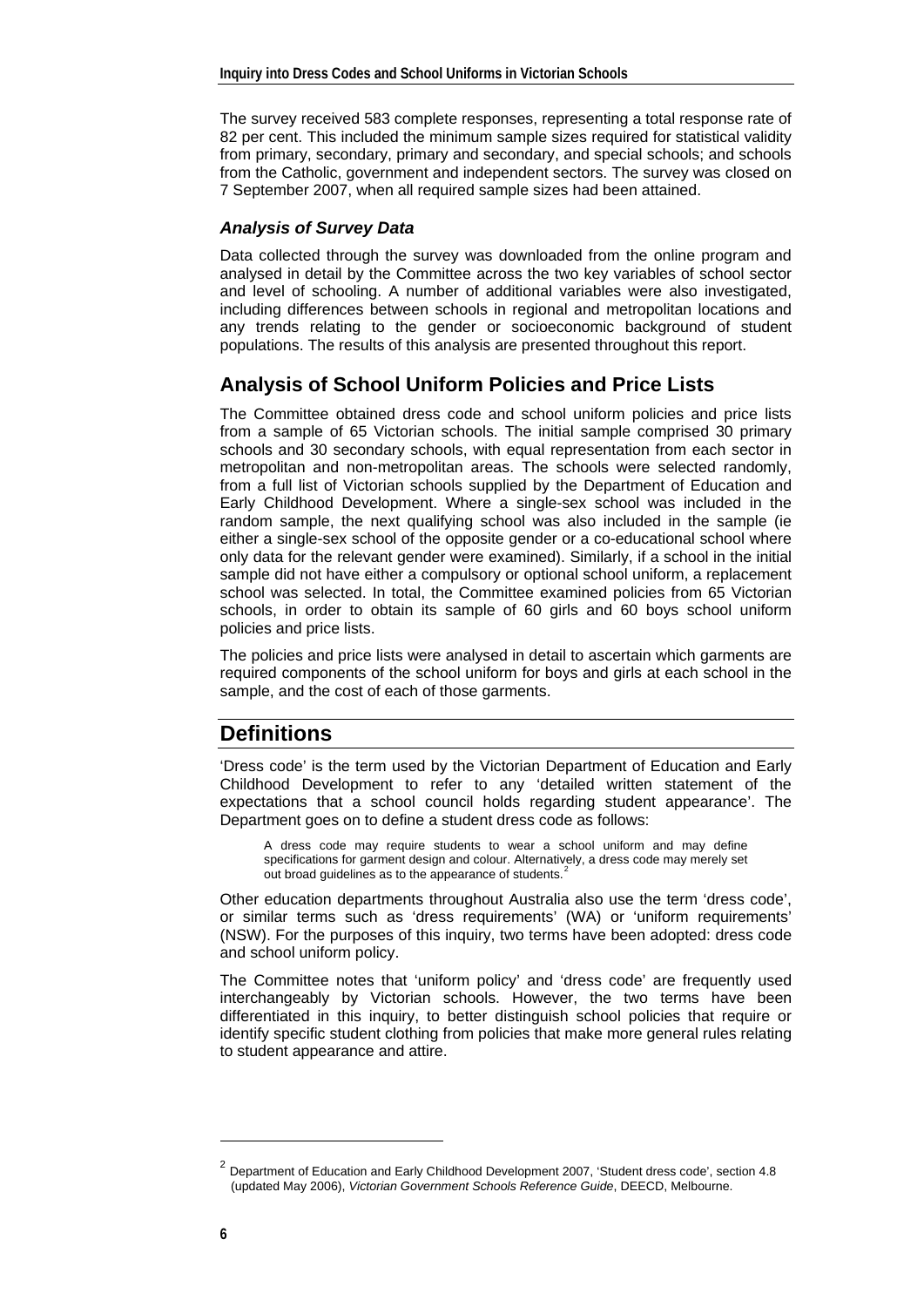The survey received 583 complete responses, representing a total response rate of 82 per cent. This included the minimum sample sizes required for statistical validity from primary, secondary, primary and secondary, and special schools; and schools from the Catholic, government and independent sectors. The survey was closed on 7 September 2007, when all required sample sizes had been attained.

### *Analysis of Survey Data*

Data collected through the survey was downloaded from the online program and analysed in detail by the Committee across the two key variables of school sector and level of schooling. A number of additional variables were also investigated, including differences between schools in regional and metropolitan locations and any trends relating to the gender or socioeconomic background of student populations. The results of this analysis are presented throughout this report.

## Analysis of School Uniform Policies and Price Lists

The Committee obtained dress code and school uniform policies and price lists from a sample of 65 Victorian schools. The initial sample comprised 30 primary schools and 30 secondary schools, with equal representation from each sector in metropolitan and non-metropolitan areas. The schools were selected randomly, from a full list of Victorian schools supplied by the Department of Education and Early Childhood Development. Where a single-sex school was included in the random sample, the next qualifying school was also included in the sample (ie either a single-sex school of the opposite gender or a co-educational school where only data for the relevant gender were examined). Similarly, if a school in the initial sample did not have either a compulsory or optional school uniform, a replacement school was selected. In total, the Committee examined policies from 65 Victorian schools, in order to obtain its sample of 60 girls and 60 boys school uniform policies and price lists.

The policies and price lists were analysed in detail to ascertain which garments are required components of the school uniform for boys and girls at each school in the sample, and the cost of each of those garments.

# Definitions

'Dress code' is the term used by the Victorian Department of Education and Early Childhood Development to refer to any 'detailed written statement of the expectations that a school council holds regarding student appearance'. The Department goes on to define a student dress code as follows:

> A dress code may require students to wear a school uniform and may define specifications for garment design and colour. Alternatively, a dress code may merely set out broad guidelines as to the appearance of students.[2]

Other education departments throughout Australia also use the term 'dress code', or similar terms such as 'dress requirements' (WA) or 'uniform requirements' (NSW). For the purposes of this inquiry, two terms have been adopted: dress code and school uniform policy.

The Committee notes that 'uniform policy' and 'dress code' are frequently used interchangeably by Victorian schools. However, the two terms have been differentiated in this inquiry, to better distinguish school policies that require or identify specific student clothing from policies that make more general rules relating to student appearance and attire.

---

[2] Department of Education and Early Childhood Development 2007, 'Student dress code', section 4.8 (updated May 2006), *Victorian Government Schools Reference Guide*, DEECD, Melbourne.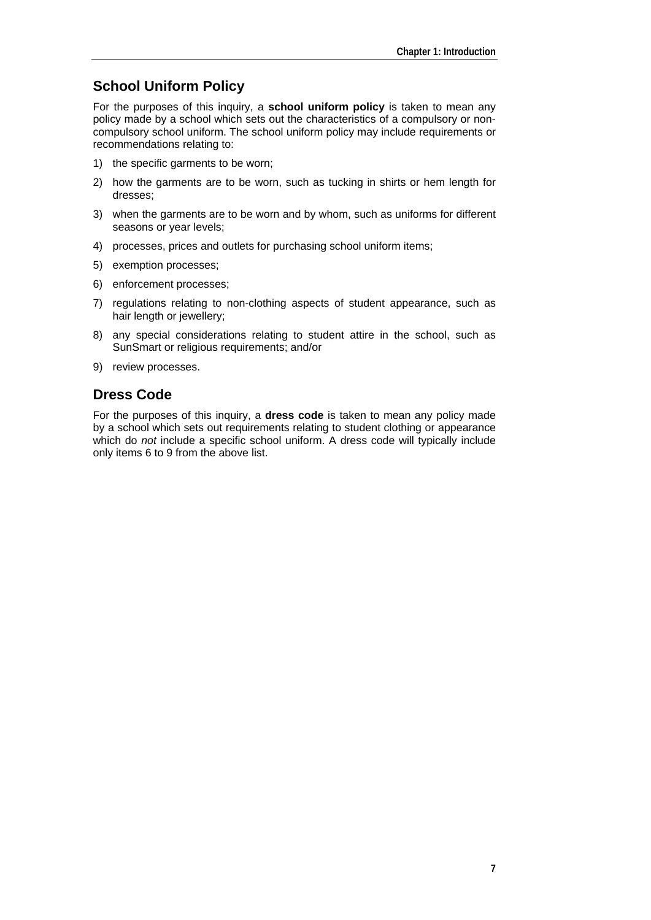## School Uniform Policy

For the purposes of this inquiry, a **school uniform policy** is taken to mean any policy made by a school which sets out the characteristics of a compulsory or non-compulsory school uniform. The school uniform policy may include requirements or recommendations relating to:

1) the specific garments to be worn;
2) how the garments are to be worn, such as tucking in shirts or hem length for dresses;
3) when the garments are to be worn and by whom, such as uniforms for different seasons or year levels;
4) processes, prices and outlets for purchasing school uniform items;
5) exemption processes;
6) enforcement processes;
7) regulations relating to non-clothing aspects of student appearance, such as hair length or jewellery;
8) any special considerations relating to student attire in the school, such as SunSmart or religious requirements; and/or
9) review processes.

## Dress Code

For the purposes of this inquiry, a **dress code** is taken to mean any policy made by a school which sets out requirements relating to student clothing or appearance which do *not* include a specific school uniform. A dress code will typically include only items 6 to 9 from the above list.